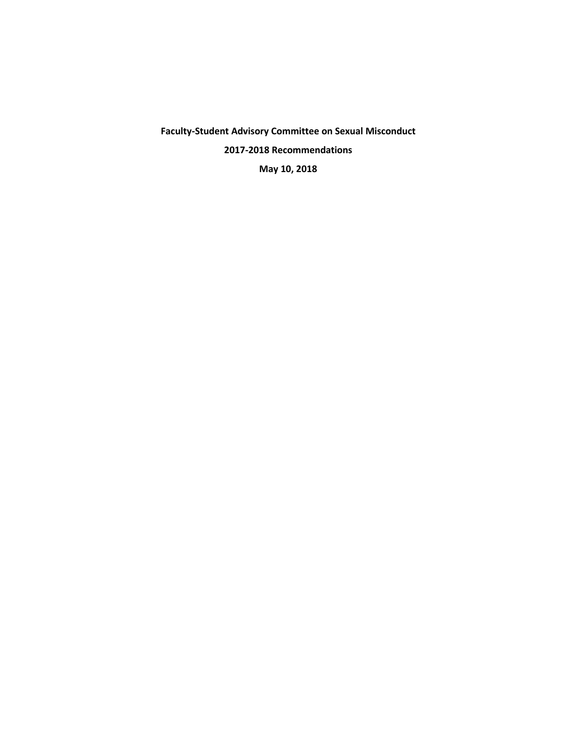# Faculty-Student Advisory Committee on Sexual Misconduct

## 2017-2018 Recommendations

## May 10, 2018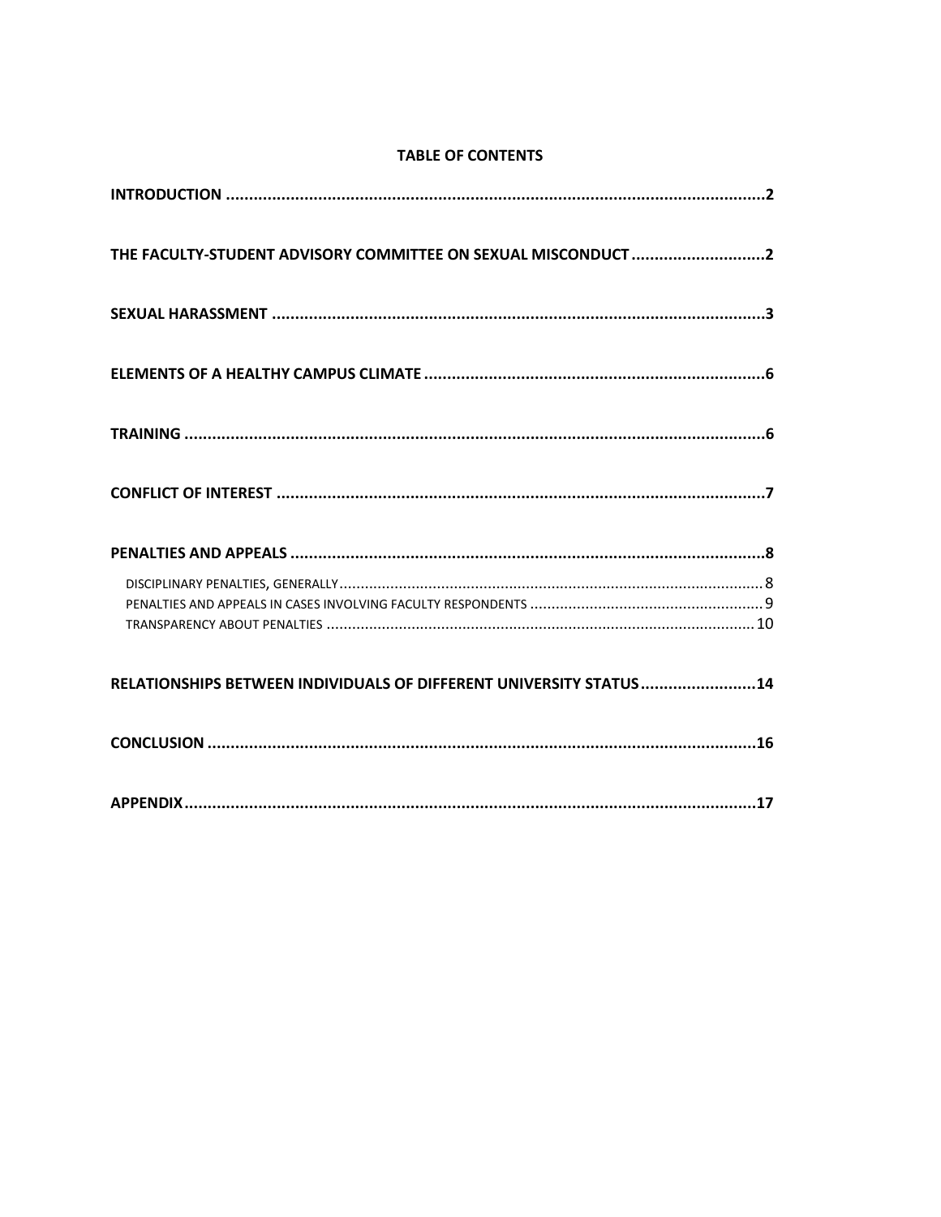**TABLE OF CONTENTS**

**INTRODUCTION** .......... **2**

**THE FACULTY-STUDENT ADVISORY COMMITTEE ON SEXUAL MISCONDUCT** .......... **2**

**SEXUAL HARASSMENT** .......... **3**

**ELEMENTS OF A HEALTHY CAMPUS CLIMATE** .......... **6**

**TRAINING** .......... **6**

**CONFLICT OF INTEREST** .......... **7**

**PENALTIES AND APPEALS** .......... **8**

- DISCIPLINARY PENALTIES, GENERALLY .......... 8
- PENALTIES AND APPEALS IN CASES INVOLVING FACULTY RESPONDENTS .......... 9
- TRANSPARENCY ABOUT PENALTIES .......... 10

**RELATIONSHIPS BETWEEN INDIVIDUALS OF DIFFERENT UNIVERSITY STATUS** .......... **14**

**CONCLUSION** .......... **16**

**APPENDIX** .......... **17**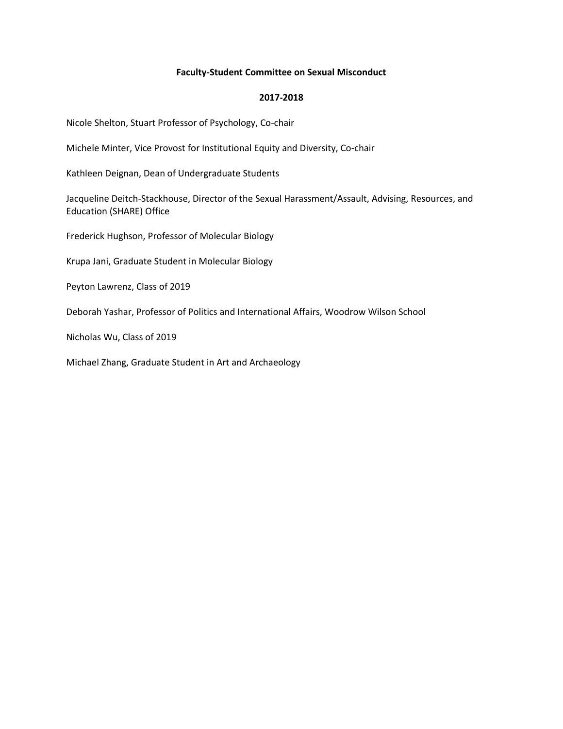**Faculty-Student Committee on Sexual Misconduct**

**2017-2018**

Nicole Shelton, Stuart Professor of Psychology, Co-chair

Michele Minter, Vice Provost for Institutional Equity and Diversity, Co-chair

Kathleen Deignan, Dean of Undergraduate Students

Jacqueline Deitch-Stackhouse, Director of the Sexual Harassment/Assault, Advising, Resources, and Education (SHARE) Office

Frederick Hughson, Professor of Molecular Biology

Krupa Jani, Graduate Student in Molecular Biology

Peyton Lawrenz, Class of 2019

Deborah Yashar, Professor of Politics and International Affairs, Woodrow Wilson School

Nicholas Wu, Class of 2019

Michael Zhang, Graduate Student in Art and Archaeology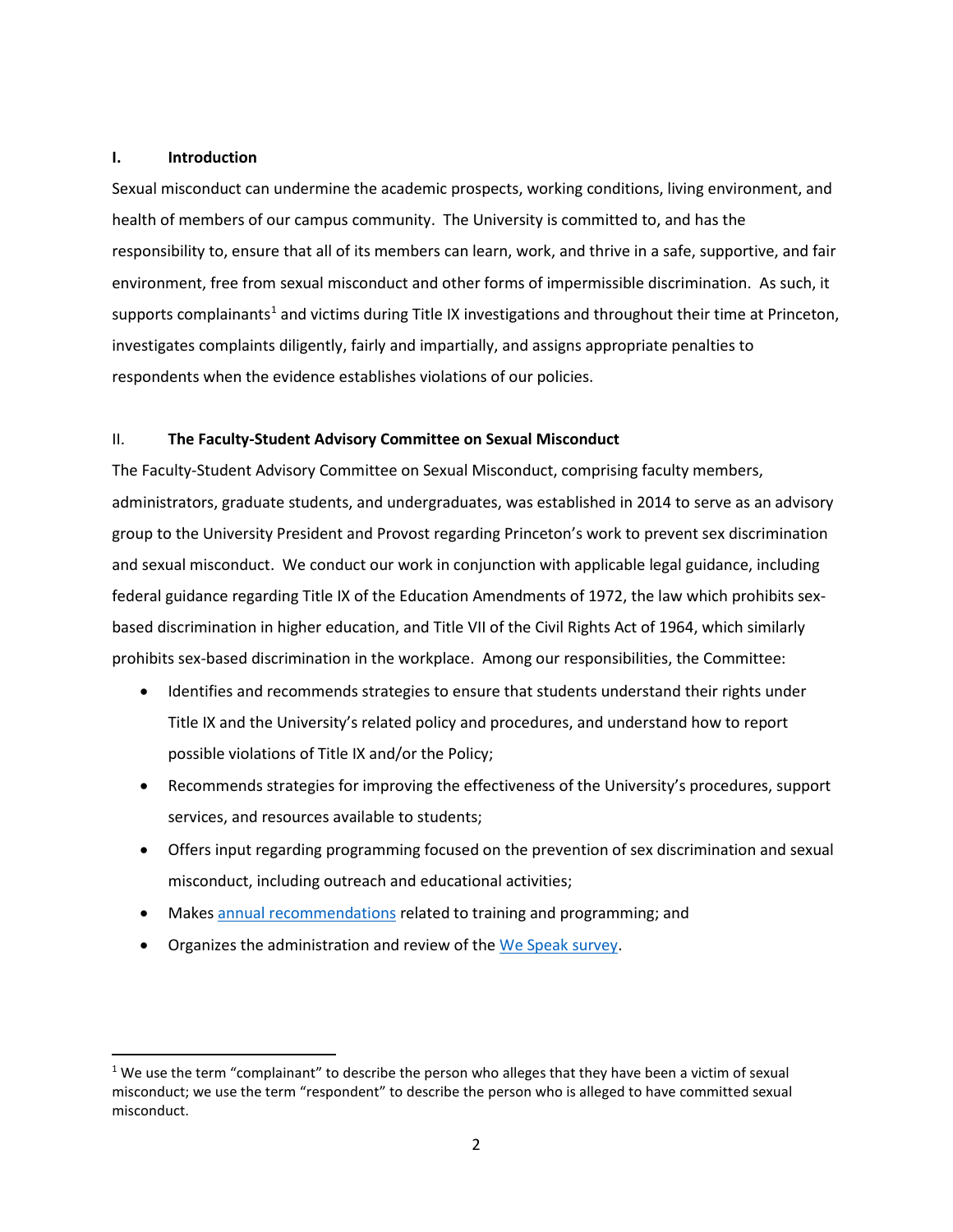## I. Introduction

Sexual misconduct can undermine the academic prospects, working conditions, living environment, and health of members of our campus community. The University is committed to, and has the responsibility to, ensure that all of its members can learn, work, and thrive in a safe, supportive, and fair environment, free from sexual misconduct and other forms of impermissible discrimination. As such, it supports complainants[1] and victims during Title IX investigations and throughout their time at Princeton, investigates complaints diligently, fairly and impartially, and assigns appropriate penalties to respondents when the evidence establishes violations of our policies.

## II. The Faculty-Student Advisory Committee on Sexual Misconduct

The Faculty-Student Advisory Committee on Sexual Misconduct, comprising faculty members, administrators, graduate students, and undergraduates, was established in 2014 to serve as an advisory group to the University President and Provost regarding Princeton's work to prevent sex discrimination and sexual misconduct. We conduct our work in conjunction with applicable legal guidance, including federal guidance regarding Title IX of the Education Amendments of 1972, the law which prohibits sex-based discrimination in higher education, and Title VII of the Civil Rights Act of 1964, which similarly prohibits sex-based discrimination in the workplace. Among our responsibilities, the Committee:

- Identifies and recommends strategies to ensure that students understand their rights under Title IX and the University's related policy and procedures, and understand how to report possible violations of Title IX and/or the Policy;
- Recommends strategies for improving the effectiveness of the University's procedures, support services, and resources available to students;
- Offers input regarding programming focused on the prevention of sex discrimination and sexual misconduct, including outreach and educational activities;
- Makes annual recommendations related to training and programming; and
- Organizes the administration and review of the We Speak survey.

[1] We use the term "complainant" to describe the person who alleges that they have been a victim of sexual misconduct; we use the term "respondent" to describe the person who is alleged to have committed sexual misconduct.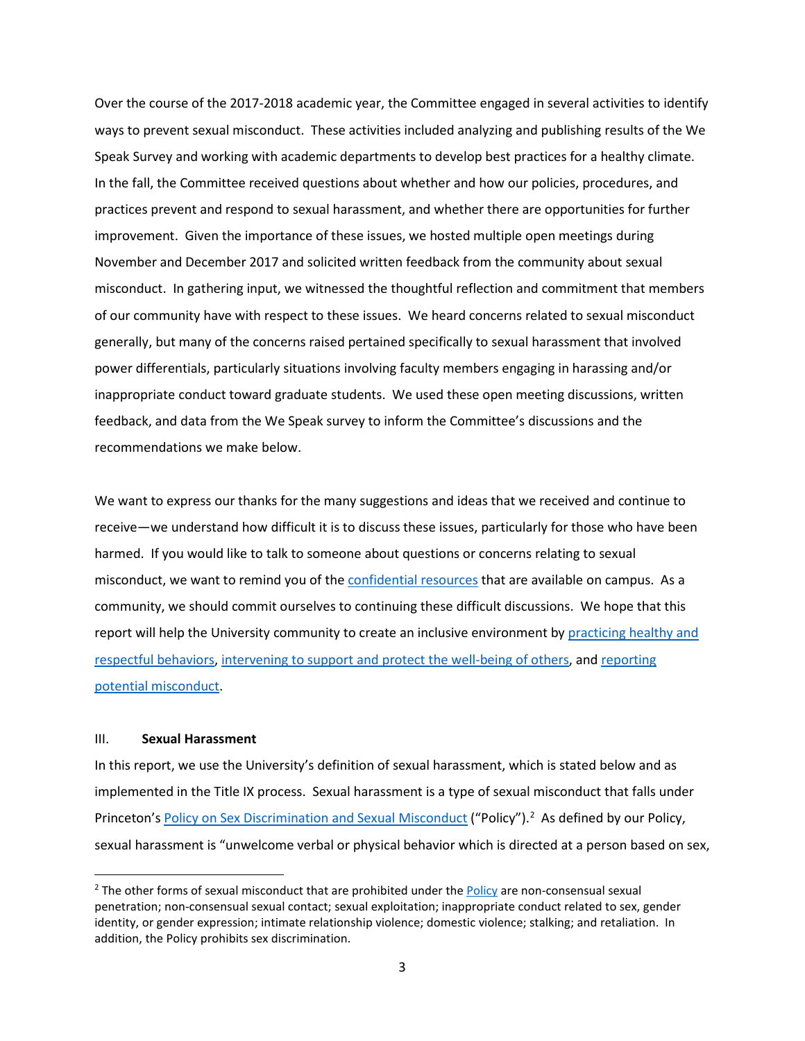Over the course of the 2017-2018 academic year, the Committee engaged in several activities to identify ways to prevent sexual misconduct. These activities included analyzing and publishing results of the We Speak Survey and working with academic departments to develop best practices for a healthy climate. In the fall, the Committee received questions about whether and how our policies, procedures, and practices prevent and respond to sexual harassment, and whether there are opportunities for further improvement. Given the importance of these issues, we hosted multiple open meetings during November and December 2017 and solicited written feedback from the community about sexual misconduct. In gathering input, we witnessed the thoughtful reflection and commitment that members of our community have with respect to these issues. We heard concerns related to sexual misconduct generally, but many of the concerns raised pertained specifically to sexual harassment that involved power differentials, particularly situations involving faculty members engaging in harassing and/or inappropriate conduct toward graduate students. We used these open meeting discussions, written feedback, and data from the We Speak survey to inform the Committee's discussions and the recommendations we make below.

We want to express our thanks for the many suggestions and ideas that we received and continue to receive—we understand how difficult it is to discuss these issues, particularly for those who have been harmed. If you would like to talk to someone about questions or concerns relating to sexual misconduct, we want to remind you of the confidential resources that are available on campus. As a community, we should commit ourselves to continuing these difficult discussions. We hope that this report will help the University community to create an inclusive environment by practicing healthy and respectful behaviors, intervening to support and protect the well-being of others, and reporting potential misconduct.

## III. Sexual Harassment

In this report, we use the University's definition of sexual harassment, which is stated below and as implemented in the Title IX process. Sexual harassment is a type of sexual misconduct that falls under Princeton's Policy on Sex Discrimination and Sexual Misconduct ("Policy").[2] As defined by our Policy, sexual harassment is "unwelcome verbal or physical behavior which is directed at a person based on sex,

[2] The other forms of sexual misconduct that are prohibited under the Policy are non-consensual sexual penetration; non-consensual sexual contact; sexual exploitation; inappropriate conduct related to sex, gender identity, or gender expression; intimate relationship violence; domestic violence; stalking; and retaliation. In addition, the Policy prohibits sex discrimination.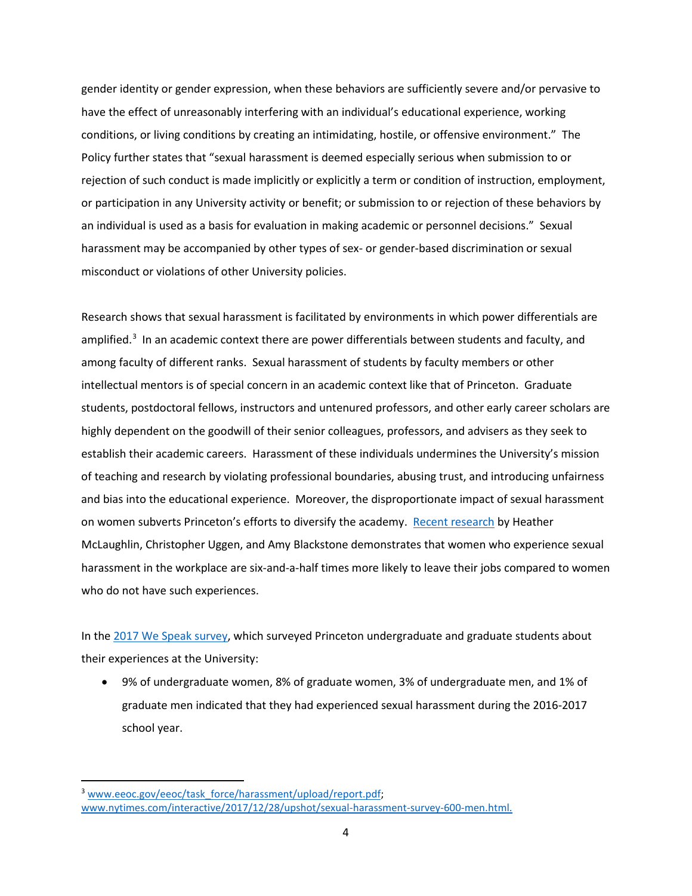gender identity or gender expression, when these behaviors are sufficiently severe and/or pervasive to have the effect of unreasonably interfering with an individual's educational experience, working conditions, or living conditions by creating an intimidating, hostile, or offensive environment." The Policy further states that "sexual harassment is deemed especially serious when submission to or rejection of such conduct is made implicitly or explicitly a term or condition of instruction, employment, or participation in any University activity or benefit; or submission to or rejection of these behaviors by an individual is used as a basis for evaluation in making academic or personnel decisions." Sexual harassment may be accompanied by other types of sex- or gender-based discrimination or sexual misconduct or violations of other University policies.

Research shows that sexual harassment is facilitated by environments in which power differentials are amplified.[3] In an academic context there are power differentials between students and faculty, and among faculty of different ranks. Sexual harassment of students by faculty members or other intellectual mentors is of special concern in an academic context like that of Princeton. Graduate students, postdoctoral fellows, instructors and untenured professors, and other early career scholars are highly dependent on the goodwill of their senior colleagues, professors, and advisers as they seek to establish their academic careers. Harassment of these individuals undermines the University's mission of teaching and research by violating professional boundaries, abusing trust, and introducing unfairness and bias into the educational experience. Moreover, the disproportionate impact of sexual harassment on women subverts Princeton's efforts to diversify the academy. Recent research by Heather McLaughlin, Christopher Uggen, and Amy Blackstone demonstrates that women who experience sexual harassment in the workplace are six-and-a-half times more likely to leave their jobs compared to women who do not have such experiences.

In the 2017 We Speak survey, which surveyed Princeton undergraduate and graduate students about their experiences at the University:

- 9% of undergraduate women, 8% of graduate women, 3% of undergraduate men, and 1% of graduate men indicated that they had experienced sexual harassment during the 2016-2017 school year.

[3] www.eeoc.gov/eeoc/task_force/harassment/upload/report.pdf; www.nytimes.com/interactive/2017/12/28/upshot/sexual-harassment-survey-600-men.html.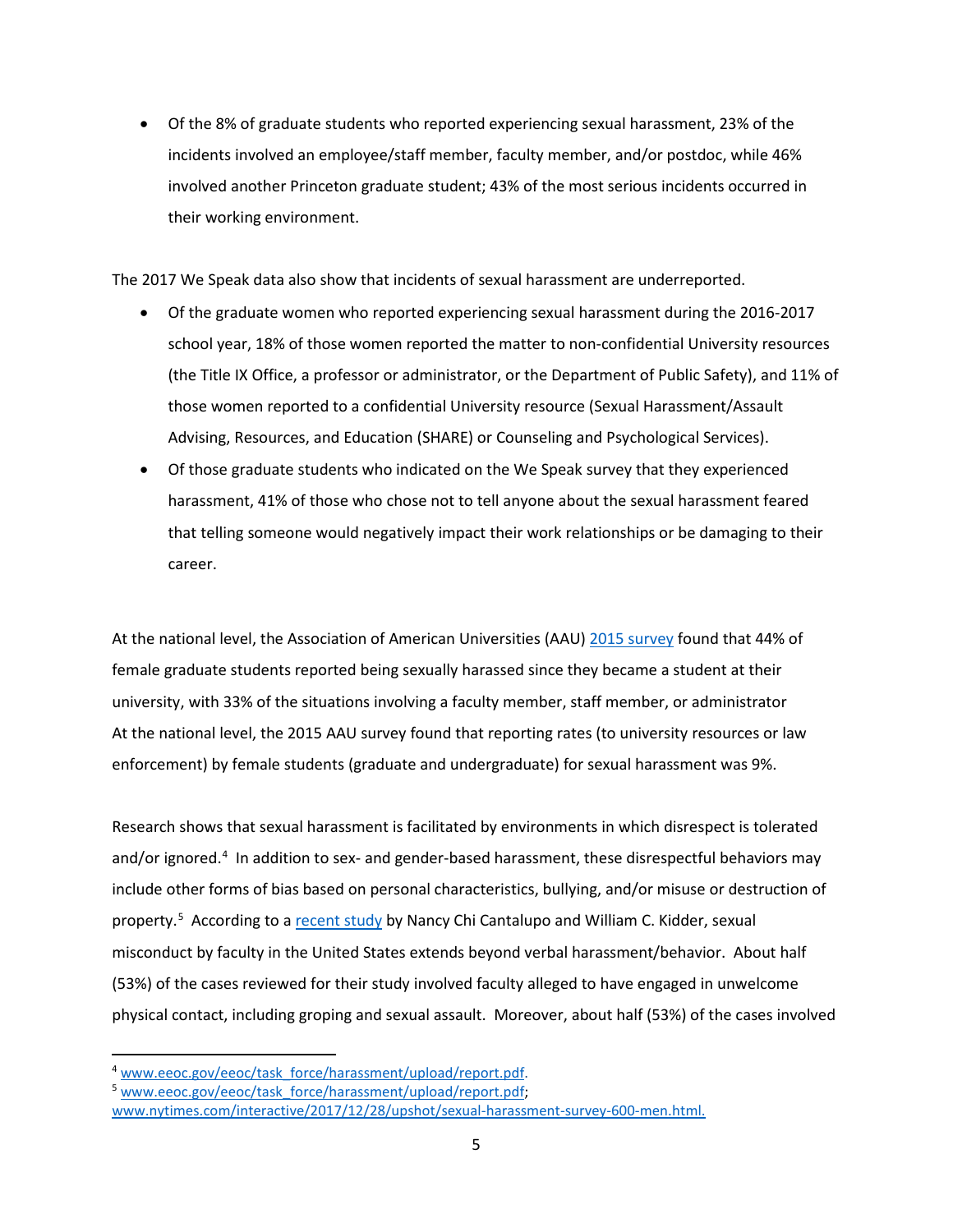- Of the 8% of graduate students who reported experiencing sexual harassment, 23% of the incidents involved an employee/staff member, faculty member, and/or postdoc, while 46% involved another Princeton graduate student; 43% of the most serious incidents occurred in their working environment.

The 2017 We Speak data also show that incidents of sexual harassment are underreported.

- Of the graduate women who reported experiencing sexual harassment during the 2016-2017 school year, 18% of those women reported the matter to non-confidential University resources (the Title IX Office, a professor or administrator, or the Department of Public Safety), and 11% of those women reported to a confidential University resource (Sexual Harassment/Assault Advising, Resources, and Education (SHARE) or Counseling and Psychological Services).
- Of those graduate students who indicated on the We Speak survey that they experienced harassment, 41% of those who chose not to tell anyone about the sexual harassment feared that telling someone would negatively impact their work relationships or be damaging to their career.

At the national level, the Association of American Universities (AAU) 2015 survey found that 44% of female graduate students reported being sexually harassed since they became a student at their university, with 33% of the situations involving a faculty member, staff member, or administrator At the national level, the 2015 AAU survey found that reporting rates (to university resources or law enforcement) by female students (graduate and undergraduate) for sexual harassment was 9%.

Research shows that sexual harassment is facilitated by environments in which disrespect is tolerated and/or ignored.[4] In addition to sex- and gender-based harassment, these disrespectful behaviors may include other forms of bias based on personal characteristics, bullying, and/or misuse or destruction of property.[5] According to a recent study by Nancy Chi Cantalupo and William C. Kidder, sexual misconduct by faculty in the United States extends beyond verbal harassment/behavior. About half (53%) of the cases reviewed for their study involved faculty alleged to have engaged in unwelcome physical contact, including groping and sexual assault. Moreover, about half (53%) of the cases involved

---

[4] www.eeoc.gov/eeoc/task_force/harassment/upload/report.pdf.

[5] www.eeoc.gov/eeoc/task_force/harassment/upload/report.pdf; www.nytimes.com/interactive/2017/12/28/upshot/sexual-harassment-survey-600-men.html.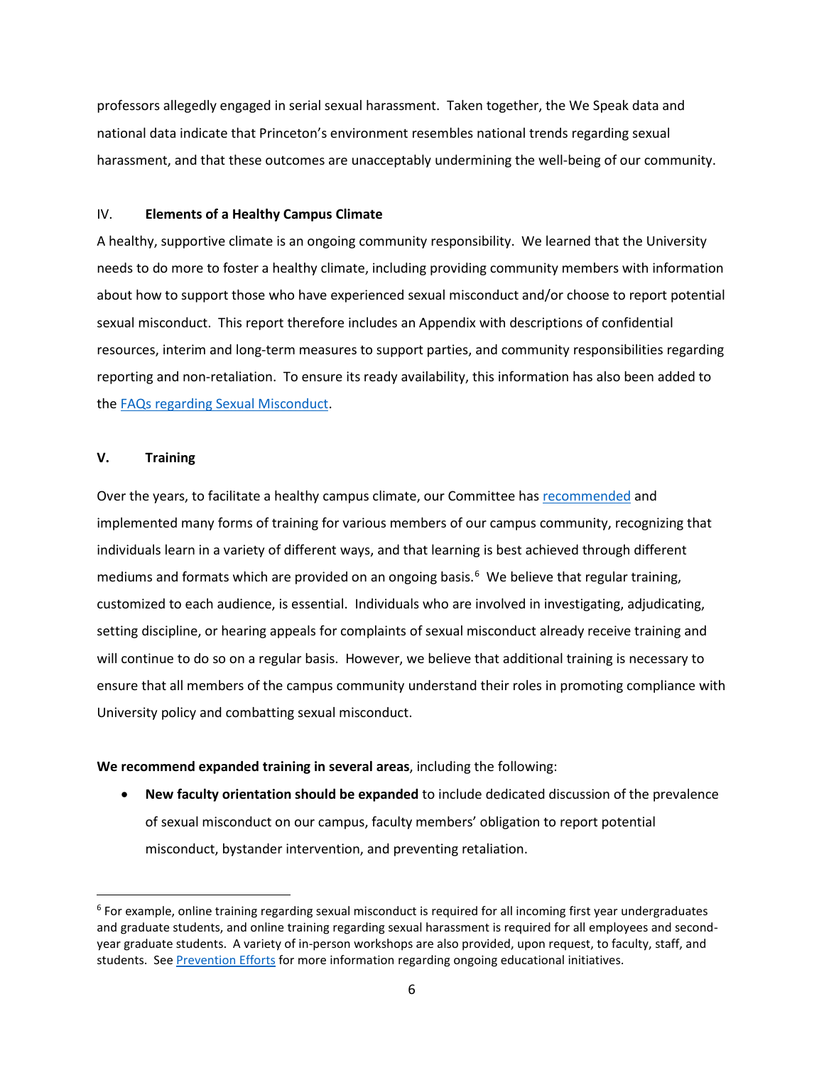professors allegedly engaged in serial sexual harassment. Taken together, the We Speak data and national data indicate that Princeton's environment resembles national trends regarding sexual harassment, and that these outcomes are unacceptably undermining the well-being of our community.

## IV. **Elements of a Healthy Campus Climate**

A healthy, supportive climate is an ongoing community responsibility. We learned that the University needs to do more to foster a healthy climate, including providing community members with information about how to support those who have experienced sexual misconduct and/or choose to report potential sexual misconduct. This report therefore includes an Appendix with descriptions of confidential resources, interim and long-term measures to support parties, and community responsibilities regarding reporting and non-retaliation. To ensure its ready availability, this information has also been added to the FAQs regarding Sexual Misconduct.

## V. **Training**

Over the years, to facilitate a healthy campus climate, our Committee has recommended and implemented many forms of training for various members of our campus community, recognizing that individuals learn in a variety of different ways, and that learning is best achieved through different mediums and formats which are provided on an ongoing basis.[6] We believe that regular training, customized to each audience, is essential. Individuals who are involved in investigating, adjudicating, setting discipline, or hearing appeals for complaints of sexual misconduct already receive training and will continue to do so on a regular basis. However, we believe that additional training is necessary to ensure that all members of the campus community understand their roles in promoting compliance with University policy and combatting sexual misconduct.

**We recommend expanded training in several areas**, including the following:

- **New faculty orientation should be expanded** to include dedicated discussion of the prevalence of sexual misconduct on our campus, faculty members' obligation to report potential misconduct, bystander intervention, and preventing retaliation.

[6] For example, online training regarding sexual misconduct is required for all incoming first year undergraduates and graduate students, and online training regarding sexual harassment is required for all employees and second-year graduate students. A variety of in-person workshops are also provided, upon request, to faculty, staff, and students. See Prevention Efforts for more information regarding ongoing educational initiatives.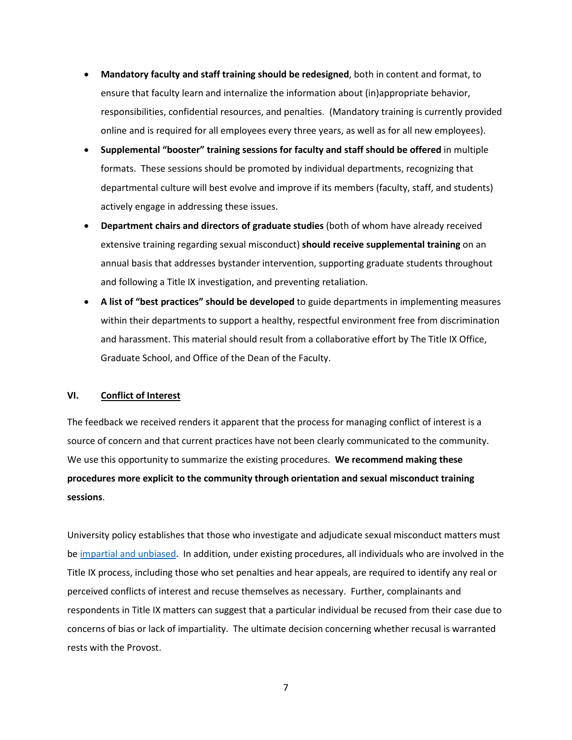- **Mandatory faculty and staff training should be redesigned**, both in content and format, to ensure that faculty learn and internalize the information about (in)appropriate behavior, responsibilities, confidential resources, and penalties. (Mandatory training is currently provided online and is required for all employees every three years, as well as for all new employees).
- **Supplemental "booster" training sessions for faculty and staff should be offered** in multiple formats. These sessions should be promoted by individual departments, recognizing that departmental culture will best evolve and improve if its members (faculty, staff, and students) actively engage in addressing these issues.
- **Department chairs and directors of graduate studies** (both of whom have already received extensive training regarding sexual misconduct) **should receive supplemental training** on an annual basis that addresses bystander intervention, supporting graduate students throughout and following a Title IX investigation, and preventing retaliation.
- **A list of "best practices" should be developed** to guide departments in implementing measures within their departments to support a healthy, respectful environment free from discrimination and harassment. This material should result from a collaborative effort by The Title IX Office, Graduate School, and Office of the Dean of the Faculty.

## VI. Conflict of Interest

The feedback we received renders it apparent that the process for managing conflict of interest is a source of concern and that current practices have not been clearly communicated to the community. We use this opportunity to summarize the existing procedures. **We recommend making these procedures more explicit to the community through orientation and sexual misconduct training sessions**.

University policy establishes that those who investigate and adjudicate sexual misconduct matters must be impartial and unbiased. In addition, under existing procedures, all individuals who are involved in the Title IX process, including those who set penalties and hear appeals, are required to identify any real or perceived conflicts of interest and recuse themselves as necessary. Further, complainants and respondents in Title IX matters can suggest that a particular individual be recused from their case due to concerns of bias or lack of impartiality. The ultimate decision concerning whether recusal is warranted rests with the Provost.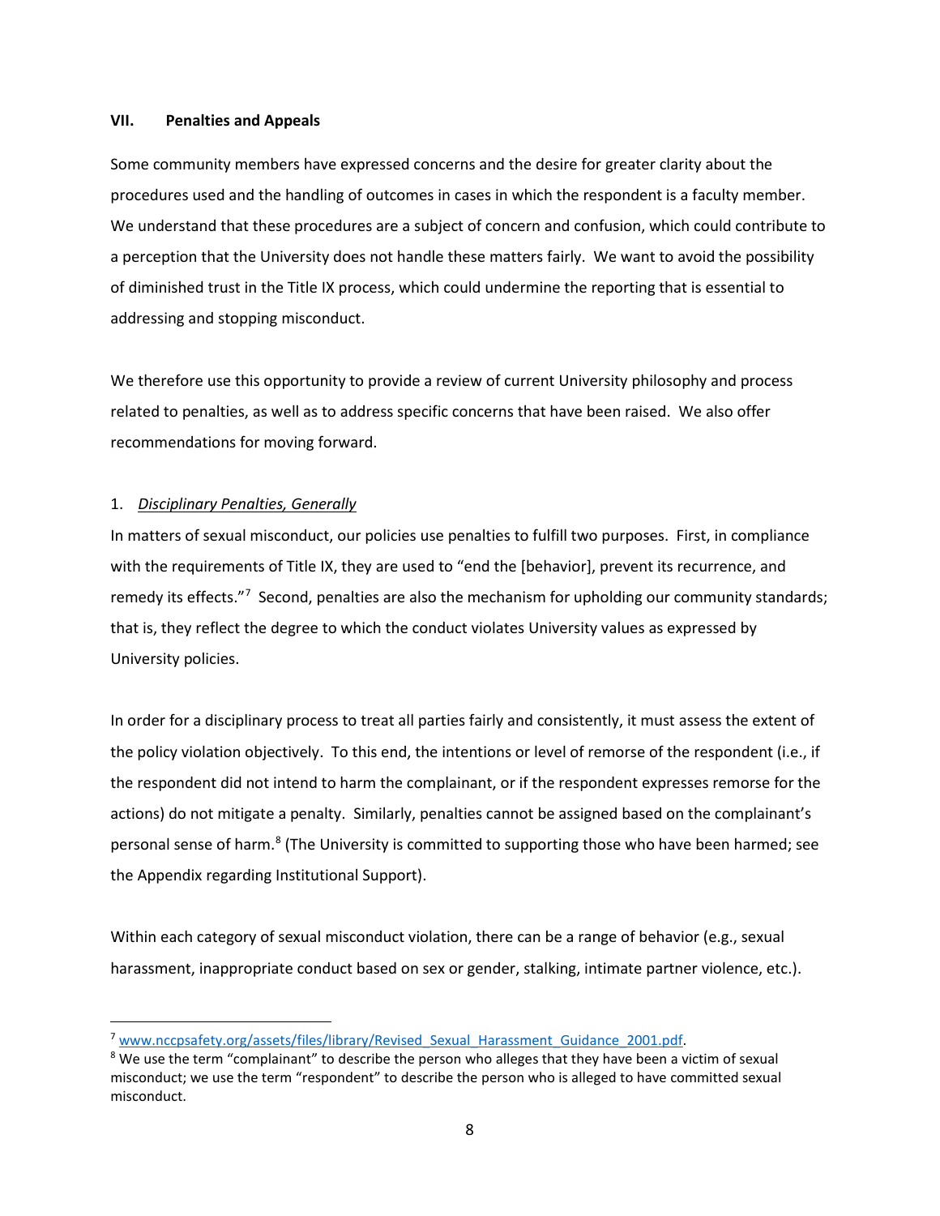## VII. Penalties and Appeals

Some community members have expressed concerns and the desire for greater clarity about the procedures used and the handling of outcomes in cases in which the respondent is a faculty member. We understand that these procedures are a subject of concern and confusion, which could contribute to a perception that the University does not handle these matters fairly. We want to avoid the possibility of diminished trust in the Title IX process, which could undermine the reporting that is essential to addressing and stopping misconduct.

We therefore use this opportunity to provide a review of current University philosophy and process related to penalties, as well as to address specific concerns that have been raised. We also offer recommendations for moving forward.

### 1. *Disciplinary Penalties, Generally*

In matters of sexual misconduct, our policies use penalties to fulfill two purposes. First, in compliance with the requirements of Title IX, they are used to "end the [behavior], prevent its recurrence, and remedy its effects."[7] Second, penalties are also the mechanism for upholding our community standards; that is, they reflect the degree to which the conduct violates University values as expressed by University policies.

In order for a disciplinary process to treat all parties fairly and consistently, it must assess the extent of the policy violation objectively. To this end, the intentions or level of remorse of the respondent (i.e., if the respondent did not intend to harm the complainant, or if the respondent expresses remorse for the actions) do not mitigate a penalty. Similarly, penalties cannot be assigned based on the complainant's personal sense of harm.[8] (The University is committed to supporting those who have been harmed; see the Appendix regarding Institutional Support).

Within each category of sexual misconduct violation, there can be a range of behavior (e.g., sexual harassment, inappropriate conduct based on sex or gender, stalking, intimate partner violence, etc.).

---

[7] www.nccpsafety.org/assets/files/library/Revised_Sexual_Harassment_Guidance_2001.pdf.

[8] We use the term "complainant" to describe the person who alleges that they have been a victim of sexual misconduct; we use the term "respondent" to describe the person who is alleged to have committed sexual misconduct.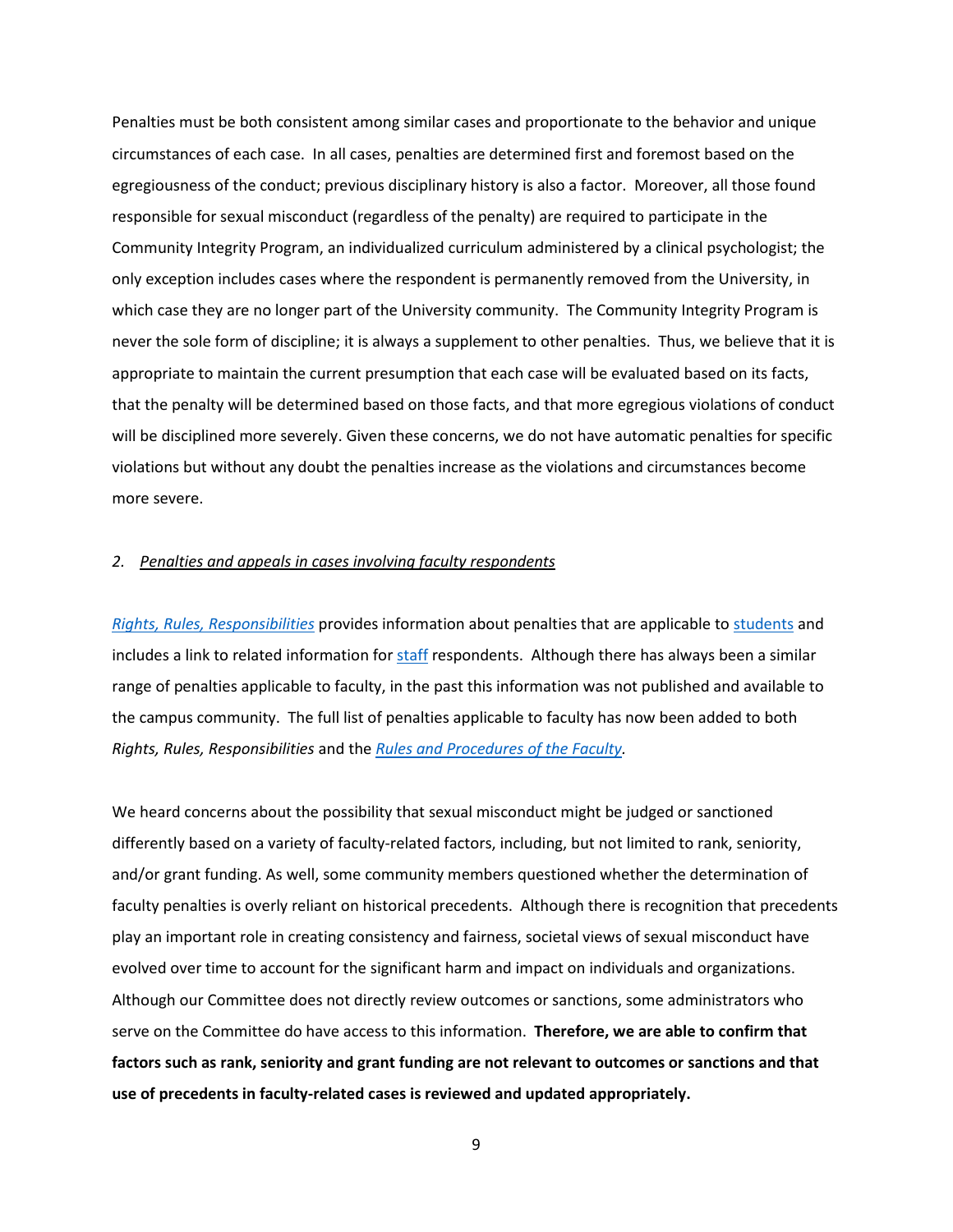Penalties must be both consistent among similar cases and proportionate to the behavior and unique circumstances of each case. In all cases, penalties are determined first and foremost based on the egregiousness of the conduct; previous disciplinary history is also a factor. Moreover, all those found responsible for sexual misconduct (regardless of the penalty) are required to participate in the Community Integrity Program, an individualized curriculum administered by a clinical psychologist; the only exception includes cases where the respondent is permanently removed from the University, in which case they are no longer part of the University community. The Community Integrity Program is never the sole form of discipline; it is always a supplement to other penalties. Thus, we believe that it is appropriate to maintain the current presumption that each case will be evaluated based on its facts, that the penalty will be determined based on those facts, and that more egregious violations of conduct will be disciplined more severely. Given these concerns, we do not have automatic penalties for specific violations but without any doubt the penalties increase as the violations and circumstances become more severe.

### *2. Penalties and appeals in cases involving faculty respondents*

*Rights, Rules, Responsibilities* provides information about penalties that are applicable to students and includes a link to related information for staff respondents. Although there has always been a similar range of penalties applicable to faculty, in the past this information was not published and available to the campus community. The full list of penalties applicable to faculty has now been added to both *Rights, Rules, Responsibilities* and the *Rules and Procedures of the Faculty.*

We heard concerns about the possibility that sexual misconduct might be judged or sanctioned differently based on a variety of faculty-related factors, including, but not limited to rank, seniority, and/or grant funding. As well, some community members questioned whether the determination of faculty penalties is overly reliant on historical precedents. Although there is recognition that precedents play an important role in creating consistency and fairness, societal views of sexual misconduct have evolved over time to account for the significant harm and impact on individuals and organizations. Although our Committee does not directly review outcomes or sanctions, some administrators who serve on the Committee do have access to this information. **Therefore, we are able to confirm that factors such as rank, seniority and grant funding are not relevant to outcomes or sanctions and that use of precedents in faculty-related cases is reviewed and updated appropriately.**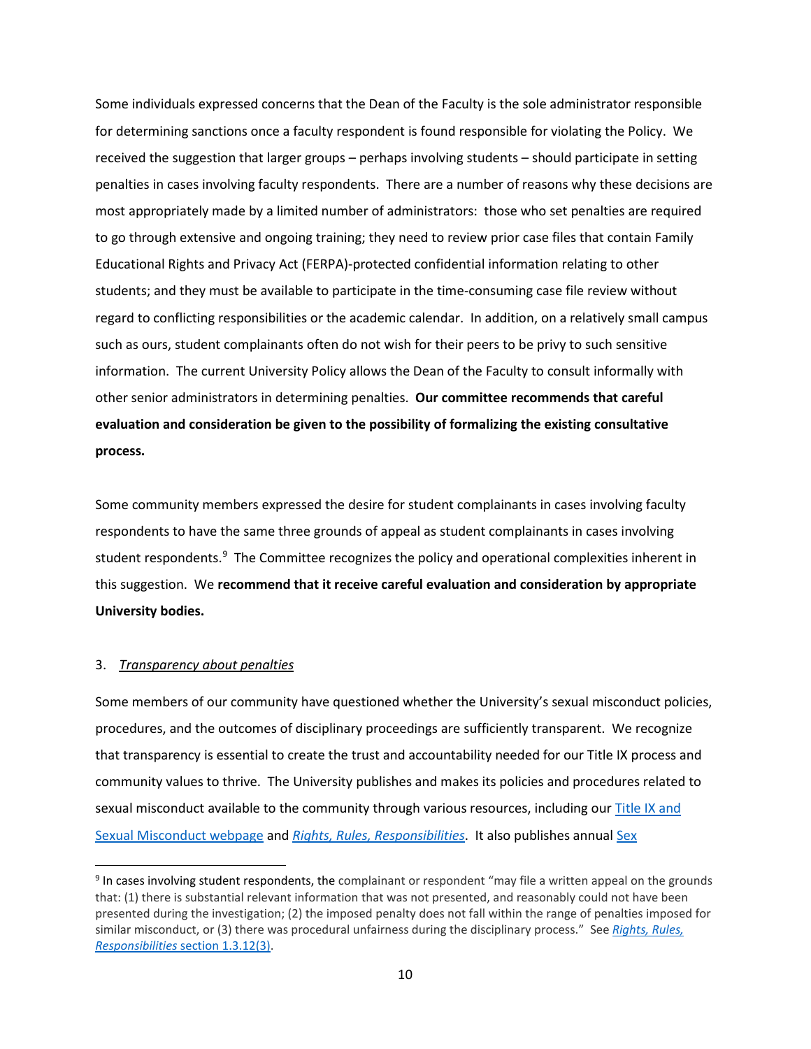Some individuals expressed concerns that the Dean of the Faculty is the sole administrator responsible for determining sanctions once a faculty respondent is found responsible for violating the Policy. We received the suggestion that larger groups – perhaps involving students – should participate in setting penalties in cases involving faculty respondents. There are a number of reasons why these decisions are most appropriately made by a limited number of administrators: those who set penalties are required to go through extensive and ongoing training; they need to review prior case files that contain Family Educational Rights and Privacy Act (FERPA)-protected confidential information relating to other students; and they must be available to participate in the time-consuming case file review without regard to conflicting responsibilities or the academic calendar. In addition, on a relatively small campus such as ours, student complainants often do not wish for their peers to be privy to such sensitive information. The current University Policy allows the Dean of the Faculty to consult informally with other senior administrators in determining penalties. **Our committee recommends that careful evaluation and consideration be given to the possibility of formalizing the existing consultative process.**

Some community members expressed the desire for student complainants in cases involving faculty respondents to have the same three grounds of appeal as student complainants in cases involving student respondents.[9] The Committee recognizes the policy and operational complexities inherent in this suggestion. We **recommend that it receive careful evaluation and consideration by appropriate University bodies.**

3. *Transparency about penalties*

Some members of our community have questioned whether the University's sexual misconduct policies, procedures, and the outcomes of disciplinary proceedings are sufficiently transparent. We recognize that transparency is essential to create the trust and accountability needed for our Title IX process and community values to thrive. The University publishes and makes its policies and procedures related to sexual misconduct available to the community through various resources, including our Title IX and Sexual Misconduct webpage and *Rights, Rules, Responsibilities*. It also publishes annual Sex

[9] In cases involving student respondents, the complainant or respondent "may file a written appeal on the grounds that: (1) there is substantial relevant information that was not presented, and reasonably could not have been presented during the investigation; (2) the imposed penalty does not fall within the range of penalties imposed for similar misconduct, or (3) there was procedural unfairness during the disciplinary process." See *Rights, Rules, Responsibilities* section 1.3.12(3).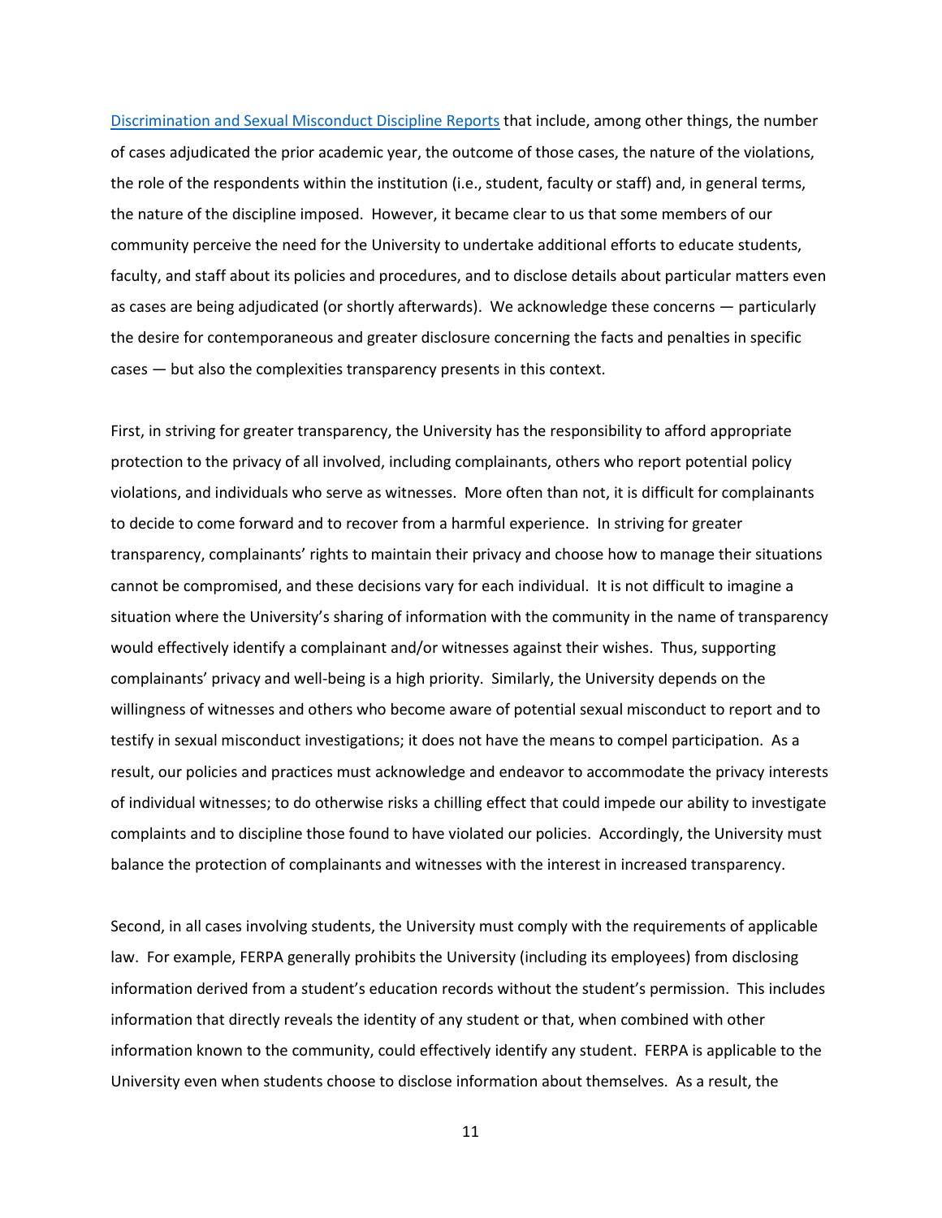[Discrimination and Sexual Misconduct Discipline Reports] that include, among other things, the number of cases adjudicated the prior academic year, the outcome of those cases, the nature of the violations, the role of the respondents within the institution (i.e., student, faculty or staff) and, in general terms, the nature of the discipline imposed. However, it became clear to us that some members of our community perceive the need for the University to undertake additional efforts to educate students, faculty, and staff about its policies and procedures, and to disclose details about particular matters even as cases are being adjudicated (or shortly afterwards). We acknowledge these concerns — particularly the desire for contemporaneous and greater disclosure concerning the facts and penalties in specific cases — but also the complexities transparency presents in this context.

First, in striving for greater transparency, the University has the responsibility to afford appropriate protection to the privacy of all involved, including complainants, others who report potential policy violations, and individuals who serve as witnesses. More often than not, it is difficult for complainants to decide to come forward and to recover from a harmful experience. In striving for greater transparency, complainants' rights to maintain their privacy and choose how to manage their situations cannot be compromised, and these decisions vary for each individual. It is not difficult to imagine a situation where the University's sharing of information with the community in the name of transparency would effectively identify a complainant and/or witnesses against their wishes. Thus, supporting complainants' privacy and well-being is a high priority. Similarly, the University depends on the willingness of witnesses and others who become aware of potential sexual misconduct to report and to testify in sexual misconduct investigations; it does not have the means to compel participation. As a result, our policies and practices must acknowledge and endeavor to accommodate the privacy interests of individual witnesses; to do otherwise risks a chilling effect that could impede our ability to investigate complaints and to discipline those found to have violated our policies. Accordingly, the University must balance the protection of complainants and witnesses with the interest in increased transparency.

Second, in all cases involving students, the University must comply with the requirements of applicable law. For example, FERPA generally prohibits the University (including its employees) from disclosing information derived from a student's education records without the student's permission. This includes information that directly reveals the identity of any student or that, when combined with other information known to the community, could effectively identify any student. FERPA is applicable to the University even when students choose to disclose information about themselves. As a result, the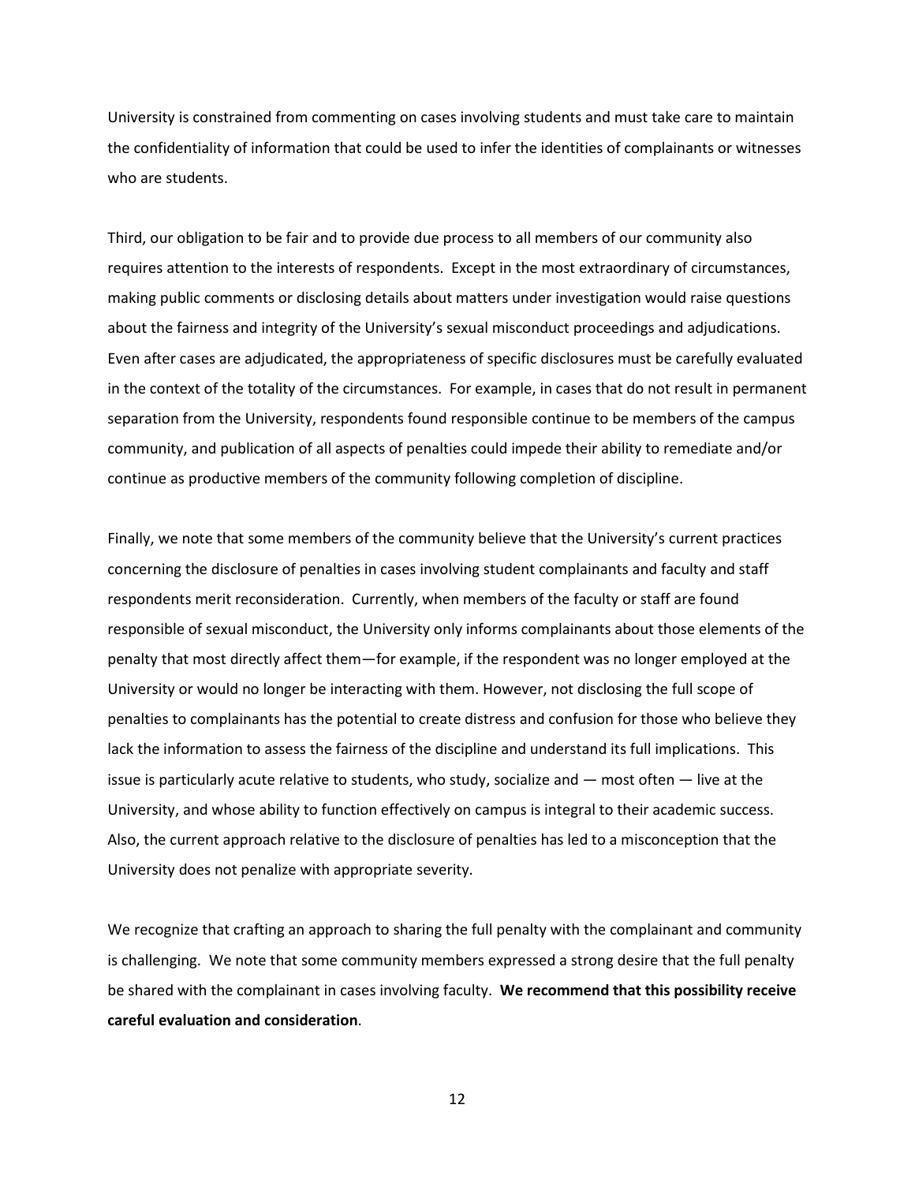University is constrained from commenting on cases involving students and must take care to maintain the confidentiality of information that could be used to infer the identities of complainants or witnesses who are students.

Third, our obligation to be fair and to provide due process to all members of our community also requires attention to the interests of respondents. Except in the most extraordinary of circumstances, making public comments or disclosing details about matters under investigation would raise questions about the fairness and integrity of the University's sexual misconduct proceedings and adjudications. Even after cases are adjudicated, the appropriateness of specific disclosures must be carefully evaluated in the context of the totality of the circumstances. For example, in cases that do not result in permanent separation from the University, respondents found responsible continue to be members of the campus community, and publication of all aspects of penalties could impede their ability to remediate and/or continue as productive members of the community following completion of discipline.

Finally, we note that some members of the community believe that the University's current practices concerning the disclosure of penalties in cases involving student complainants and faculty and staff respondents merit reconsideration. Currently, when members of the faculty or staff are found responsible of sexual misconduct, the University only informs complainants about those elements of the penalty that most directly affect them—for example, if the respondent was no longer employed at the University or would no longer be interacting with them. However, not disclosing the full scope of penalties to complainants has the potential to create distress and confusion for those who believe they lack the information to assess the fairness of the discipline and understand its full implications. This issue is particularly acute relative to students, who study, socialize and — most often — live at the University, and whose ability to function effectively on campus is integral to their academic success. Also, the current approach relative to the disclosure of penalties has led to a misconception that the University does not penalize with appropriate severity.

We recognize that crafting an approach to sharing the full penalty with the complainant and community is challenging. We note that some community members expressed a strong desire that the full penalty be shared with the complainant in cases involving faculty. **We recommend that this possibility receive careful evaluation and consideration**.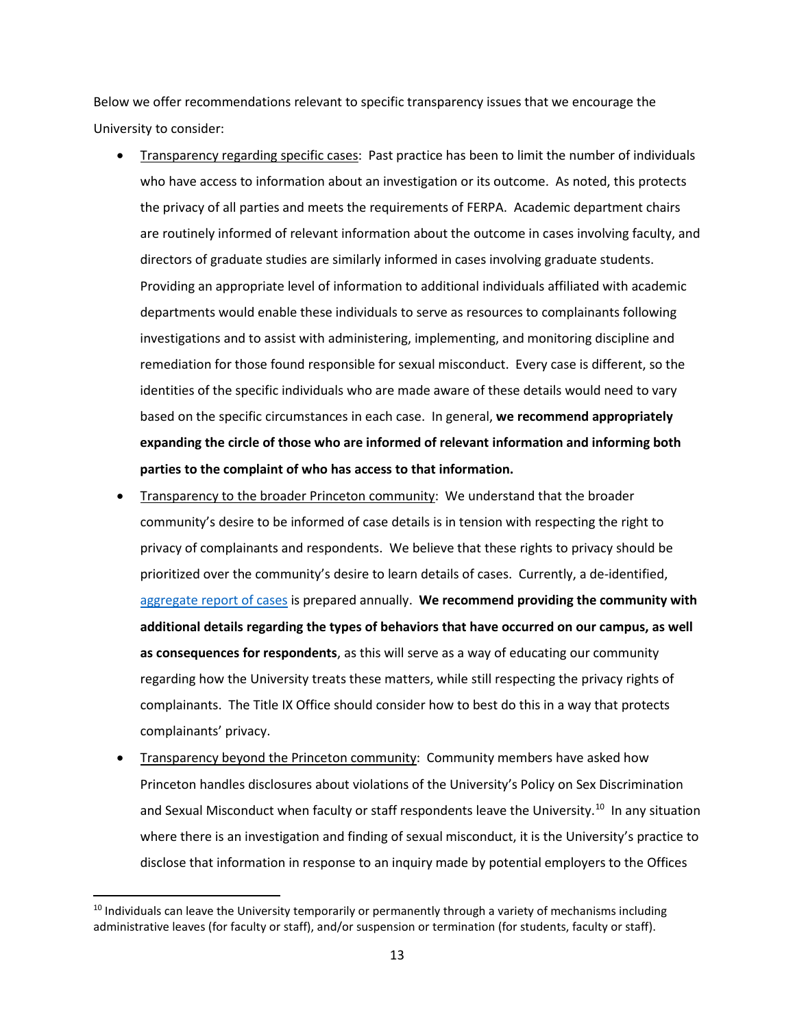Below we offer recommendations relevant to specific transparency issues that we encourage the University to consider:

- Transparency regarding specific cases: Past practice has been to limit the number of individuals who have access to information about an investigation or its outcome. As noted, this protects the privacy of all parties and meets the requirements of FERPA. Academic department chairs are routinely informed of relevant information about the outcome in cases involving faculty, and directors of graduate studies are similarly informed in cases involving graduate students. Providing an appropriate level of information to additional individuals affiliated with academic departments would enable these individuals to serve as resources to complainants following investigations and to assist with administering, implementing, and monitoring discipline and remediation for those found responsible for sexual misconduct. Every case is different, so the identities of the specific individuals who are made aware of these details would need to vary based on the specific circumstances in each case. In general, **we recommend appropriately expanding the circle of those who are informed of relevant information and informing both parties to the complaint of who has access to that information.**
- Transparency to the broader Princeton community: We understand that the broader community's desire to be informed of case details is in tension with respecting the right to privacy of complainants and respondents. We believe that these rights to privacy should be prioritized over the community's desire to learn details of cases. Currently, a de-identified, aggregate report of cases is prepared annually. **We recommend providing the community with additional details regarding the types of behaviors that have occurred on our campus, as well as consequences for respondents**, as this will serve as a way of educating our community regarding how the University treats these matters, while still respecting the privacy rights of complainants. The Title IX Office should consider how to best do this in a way that protects complainants' privacy.
- Transparency beyond the Princeton community: Community members have asked how Princeton handles disclosures about violations of the University's Policy on Sex Discrimination and Sexual Misconduct when faculty or staff respondents leave the University.[10] In any situation where there is an investigation and finding of sexual misconduct, it is the University's practice to disclose that information in response to an inquiry made by potential employers to the Offices

[10] Individuals can leave the University temporarily or permanently through a variety of mechanisms including administrative leaves (for faculty or staff), and/or suspension or termination (for students, faculty or staff).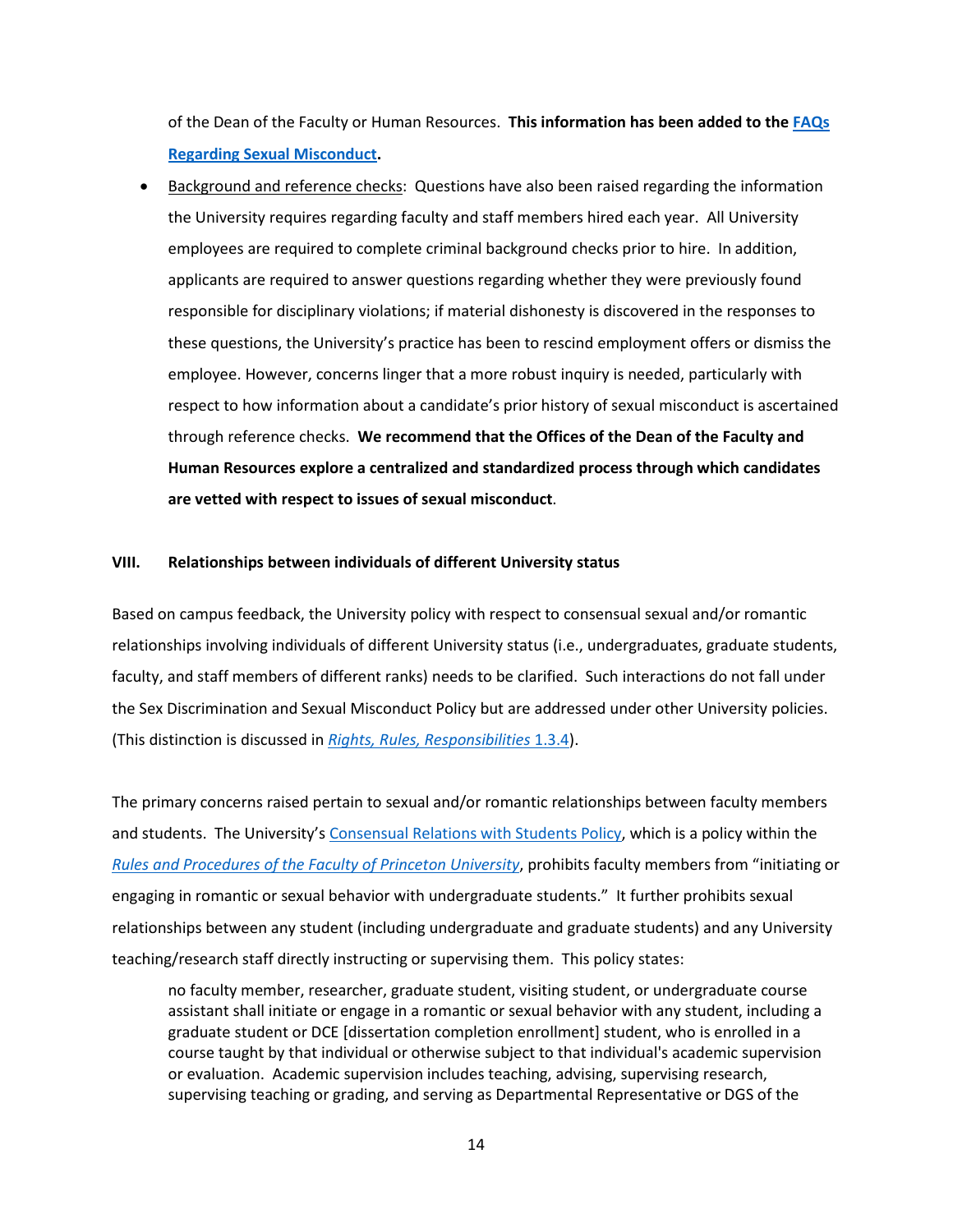of the Dean of the Faculty or Human Resources. **This information has been added to the [FAQs Regarding Sexual Misconduct](#).**

- Background and reference checks: Questions have also been raised regarding the information the University requires regarding faculty and staff members hired each year. All University employees are required to complete criminal background checks prior to hire. In addition, applicants are required to answer questions regarding whether they were previously found responsible for disciplinary violations; if material dishonesty is discovered in the responses to these questions, the University's practice has been to rescind employment offers or dismiss the employee. However, concerns linger that a more robust inquiry is needed, particularly with respect to how information about a candidate's prior history of sexual misconduct is ascertained through reference checks. **We recommend that the Offices of the Dean of the Faculty and Human Resources explore a centralized and standardized process through which candidates are vetted with respect to issues of sexual misconduct**.

## VIII. Relationships between individuals of different University status

Based on campus feedback, the University policy with respect to consensual sexual and/or romantic relationships involving individuals of different University status (i.e., undergraduates, graduate students, faculty, and staff members of different ranks) needs to be clarified. Such interactions do not fall under the Sex Discrimination and Sexual Misconduct Policy but are addressed under other University policies. (This distinction is discussed in *Rights, Rules, Responsibilities* 1.3.4).

The primary concerns raised pertain to sexual and/or romantic relationships between faculty members and students. The University's Consensual Relations with Students Policy, which is a policy within the *Rules and Procedures of the Faculty of Princeton University*, prohibits faculty members from "initiating or engaging in romantic or sexual behavior with undergraduate students." It further prohibits sexual relationships between any student (including undergraduate and graduate students) and any University teaching/research staff directly instructing or supervising them. This policy states:

> no faculty member, researcher, graduate student, visiting student, or undergraduate course assistant shall initiate or engage in a romantic or sexual behavior with any student, including a graduate student or DCE [dissertation completion enrollment] student, who is enrolled in a course taught by that individual or otherwise subject to that individual's academic supervision or evaluation. Academic supervision includes teaching, advising, supervising research, supervising teaching or grading, and serving as Departmental Representative or DGS of the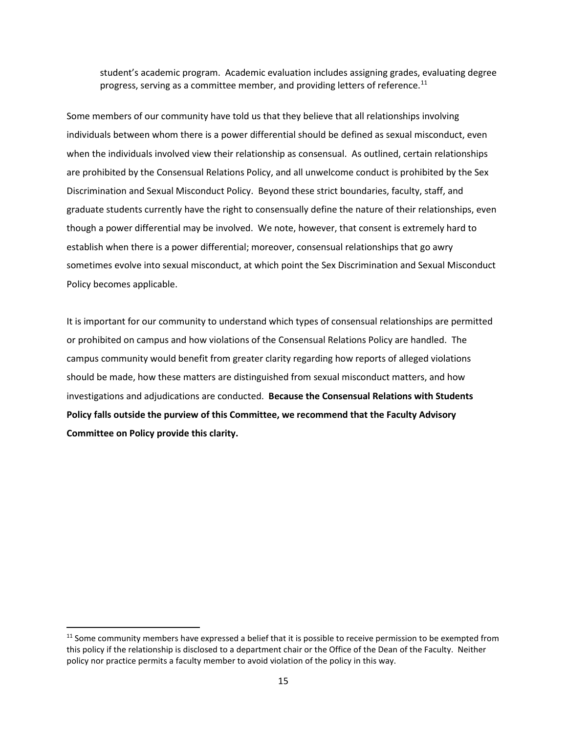student's academic program. Academic evaluation includes assigning grades, evaluating degree progress, serving as a committee member, and providing letters of reference.[11]

Some members of our community have told us that they believe that all relationships involving individuals between whom there is a power differential should be defined as sexual misconduct, even when the individuals involved view their relationship as consensual. As outlined, certain relationships are prohibited by the Consensual Relations Policy, and all unwelcome conduct is prohibited by the Sex Discrimination and Sexual Misconduct Policy. Beyond these strict boundaries, faculty, staff, and graduate students currently have the right to consensually define the nature of their relationships, even though a power differential may be involved. We note, however, that consent is extremely hard to establish when there is a power differential; moreover, consensual relationships that go awry sometimes evolve into sexual misconduct, at which point the Sex Discrimination and Sexual Misconduct Policy becomes applicable.

It is important for our community to understand which types of consensual relationships are permitted or prohibited on campus and how violations of the Consensual Relations Policy are handled. The campus community would benefit from greater clarity regarding how reports of alleged violations should be made, how these matters are distinguished from sexual misconduct matters, and how investigations and adjudications are conducted. **Because the Consensual Relations with Students Policy falls outside the purview of this Committee, we recommend that the Faculty Advisory Committee on Policy provide this clarity.**

[11] Some community members have expressed a belief that it is possible to receive permission to be exempted from this policy if the relationship is disclosed to a department chair or the Office of the Dean of the Faculty. Neither policy nor practice permits a faculty member to avoid violation of the policy in this way.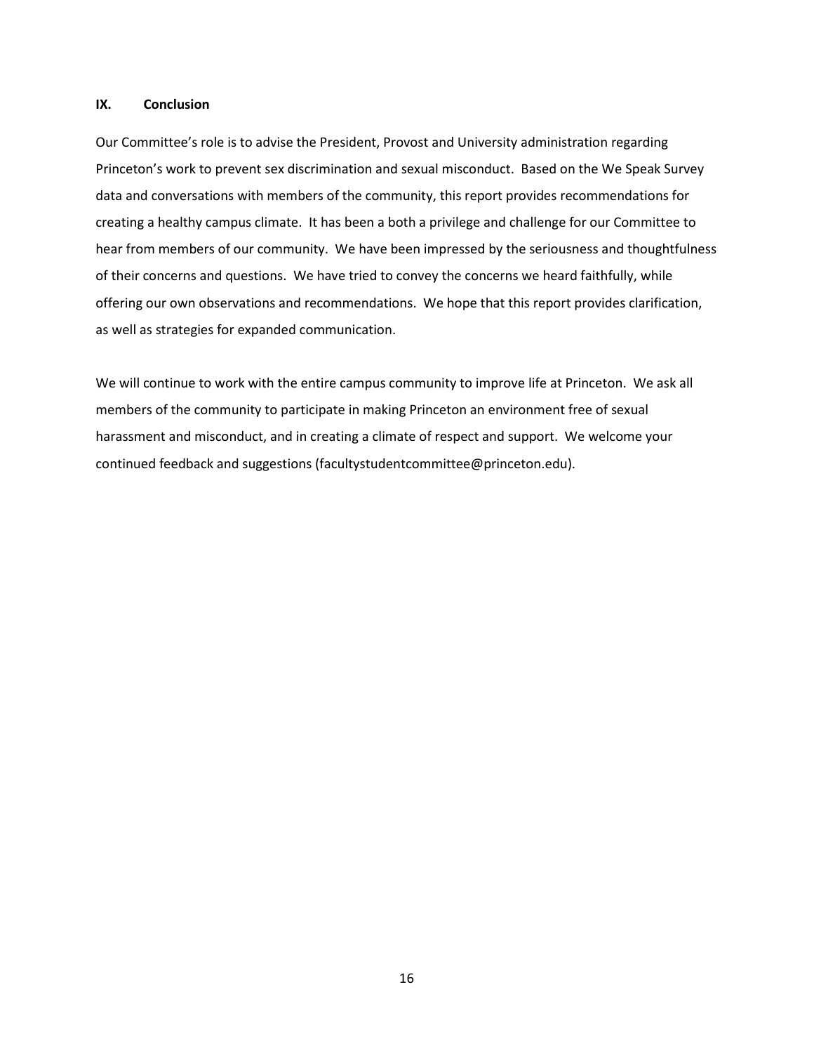## IX. Conclusion

Our Committee's role is to advise the President, Provost and University administration regarding Princeton's work to prevent sex discrimination and sexual misconduct. Based on the We Speak Survey data and conversations with members of the community, this report provides recommendations for creating a healthy campus climate. It has been a both a privilege and challenge for our Committee to hear from members of our community. We have been impressed by the seriousness and thoughtfulness of their concerns and questions. We have tried to convey the concerns we heard faithfully, while offering our own observations and recommendations. We hope that this report provides clarification, as well as strategies for expanded communication.

We will continue to work with the entire campus community to improve life at Princeton. We ask all members of the community to participate in making Princeton an environment free of sexual harassment and misconduct, and in creating a climate of respect and support. We welcome your continued feedback and suggestions (facultystudentcommittee@princeton.edu).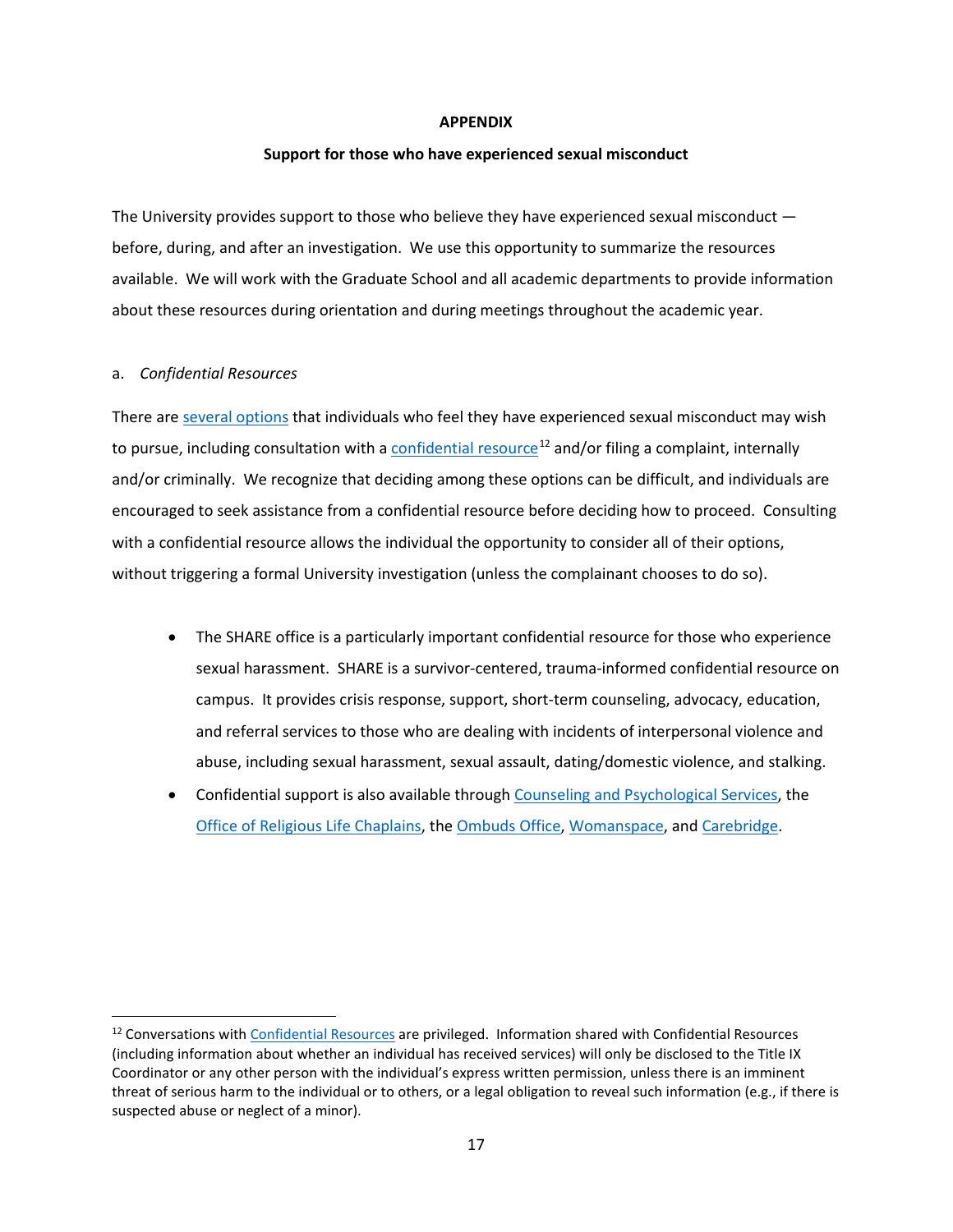**APPENDIX**

**Support for those who have experienced sexual misconduct**

The University provides support to those who believe they have experienced sexual misconduct — before, during, and after an investigation. We use this opportunity to summarize the resources available. We will work with the Graduate School and all academic departments to provide information about these resources during orientation and during meetings throughout the academic year.

a. *Confidential Resources*

There are several options that individuals who feel they have experienced sexual misconduct may wish to pursue, including consultation with a confidential resource[12] and/or filing a complaint, internally and/or criminally. We recognize that deciding among these options can be difficult, and individuals are encouraged to seek assistance from a confidential resource before deciding how to proceed. Consulting with a confidential resource allows the individual the opportunity to consider all of their options, without triggering a formal University investigation (unless the complainant chooses to do so).

- The SHARE office is a particularly important confidential resource for those who experience sexual harassment. SHARE is a survivor-centered, trauma-informed confidential resource on campus. It provides crisis response, support, short-term counseling, advocacy, education, and referral services to those who are dealing with incidents of interpersonal violence and abuse, including sexual harassment, sexual assault, dating/domestic violence, and stalking.
- Confidential support is also available through Counseling and Psychological Services, the Office of Religious Life Chaplains, the Ombuds Office, Womanspace, and Carebridge.

[12] Conversations with Confidential Resources are privileged. Information shared with Confidential Resources (including information about whether an individual has received services) will only be disclosed to the Title IX Coordinator or any other person with the individual's express written permission, unless there is an imminent threat of serious harm to the individual or to others, or a legal obligation to reveal such information (e.g., if there is suspected abuse or neglect of a minor).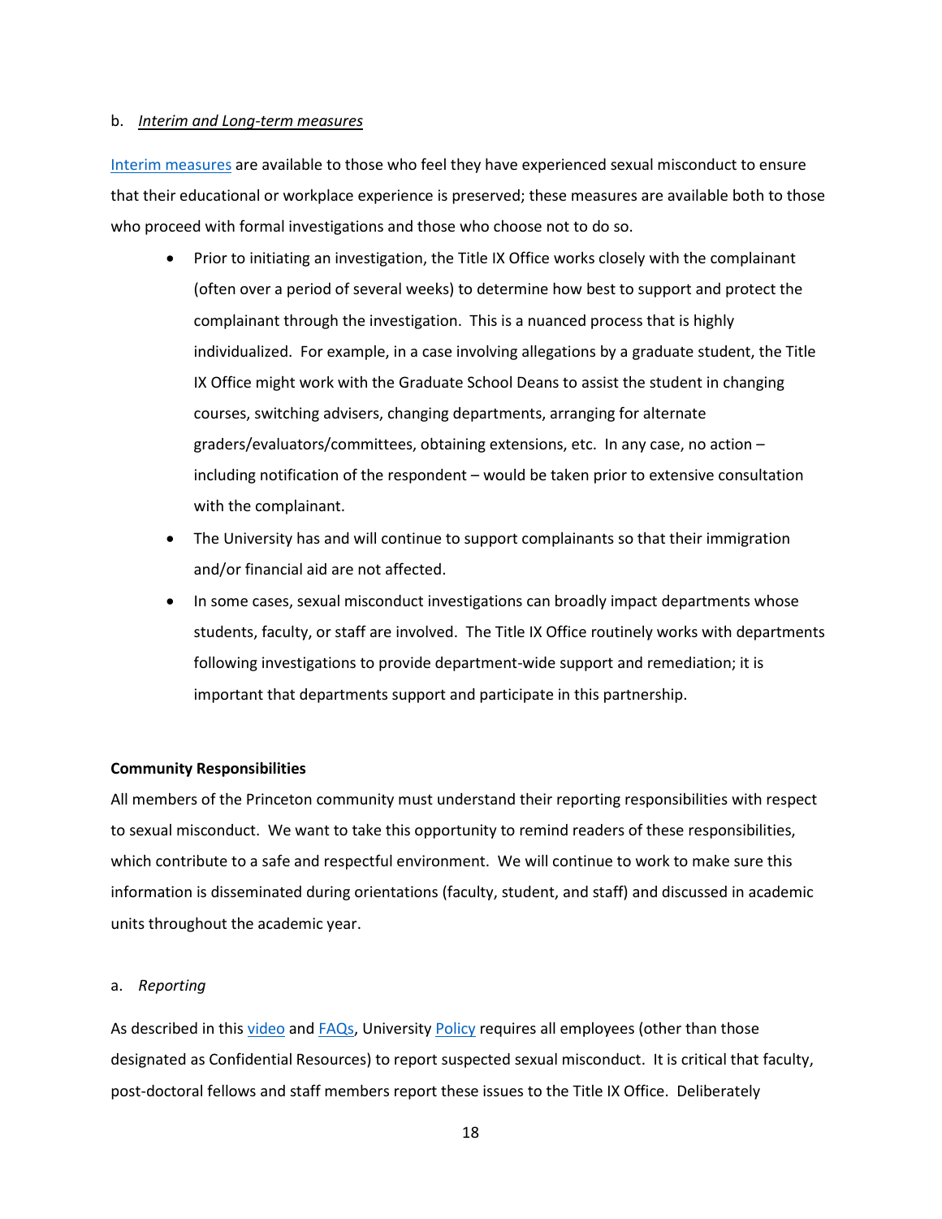b. *Interim and Long-term measures*

Interim measures are available to those who feel they have experienced sexual misconduct to ensure that their educational or workplace experience is preserved; these measures are available both to those who proceed with formal investigations and those who choose not to do so.

- Prior to initiating an investigation, the Title IX Office works closely with the complainant (often over a period of several weeks) to determine how best to support and protect the complainant through the investigation. This is a nuanced process that is highly individualized. For example, in a case involving allegations by a graduate student, the Title IX Office might work with the Graduate School Deans to assist the student in changing courses, switching advisers, changing departments, arranging for alternate graders/evaluators/committees, obtaining extensions, etc. In any case, no action – including notification of the respondent – would be taken prior to extensive consultation with the complainant.
- The University has and will continue to support complainants so that their immigration and/or financial aid are not affected.
- In some cases, sexual misconduct investigations can broadly impact departments whose students, faculty, or staff are involved. The Title IX Office routinely works with departments following investigations to provide department-wide support and remediation; it is important that departments support and participate in this partnership.

**Community Responsibilities**

All members of the Princeton community must understand their reporting responsibilities with respect to sexual misconduct. We want to take this opportunity to remind readers of these responsibilities, which contribute to a safe and respectful environment. We will continue to work to make sure this information is disseminated during orientations (faculty, student, and staff) and discussed in academic units throughout the academic year.

a. *Reporting*

As described in this video and FAQs, University Policy requires all employees (other than those designated as Confidential Resources) to report suspected sexual misconduct. It is critical that faculty, post-doctoral fellows and staff members report these issues to the Title IX Office. Deliberately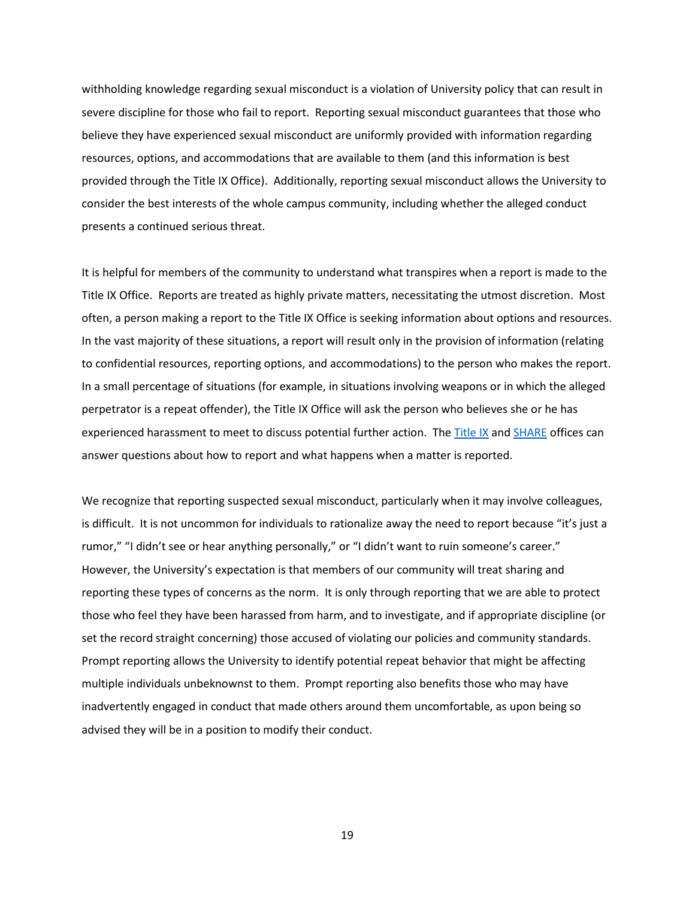withholding knowledge regarding sexual misconduct is a violation of University policy that can result in severe discipline for those who fail to report. Reporting sexual misconduct guarantees that those who believe they have experienced sexual misconduct are uniformly provided with information regarding resources, options, and accommodations that are available to them (and this information is best provided through the Title IX Office). Additionally, reporting sexual misconduct allows the University to consider the best interests of the whole campus community, including whether the alleged conduct presents a continued serious threat.

It is helpful for members of the community to understand what transpires when a report is made to the Title IX Office. Reports are treated as highly private matters, necessitating the utmost discretion. Most often, a person making a report to the Title IX Office is seeking information about options and resources. In the vast majority of these situations, a report will result only in the provision of information (relating to confidential resources, reporting options, and accommodations) to the person who makes the report. In a small percentage of situations (for example, in situations involving weapons or in which the alleged perpetrator is a repeat offender), the Title IX Office will ask the person who believes she or he has experienced harassment to meet to discuss potential further action. The Title IX and SHARE offices can answer questions about how to report and what happens when a matter is reported.

We recognize that reporting suspected sexual misconduct, particularly when it may involve colleagues, is difficult. It is not uncommon for individuals to rationalize away the need to report because "it's just a rumor," "I didn't see or hear anything personally," or "I didn't want to ruin someone's career." However, the University's expectation is that members of our community will treat sharing and reporting these types of concerns as the norm. It is only through reporting that we are able to protect those who feel they have been harassed from harm, and to investigate, and if appropriate discipline (or set the record straight concerning) those accused of violating our policies and community standards. Prompt reporting allows the University to identify potential repeat behavior that might be affecting multiple individuals unbeknownst to them. Prompt reporting also benefits those who may have inadvertently engaged in conduct that made others around them uncomfortable, as upon being so advised they will be in a position to modify their conduct.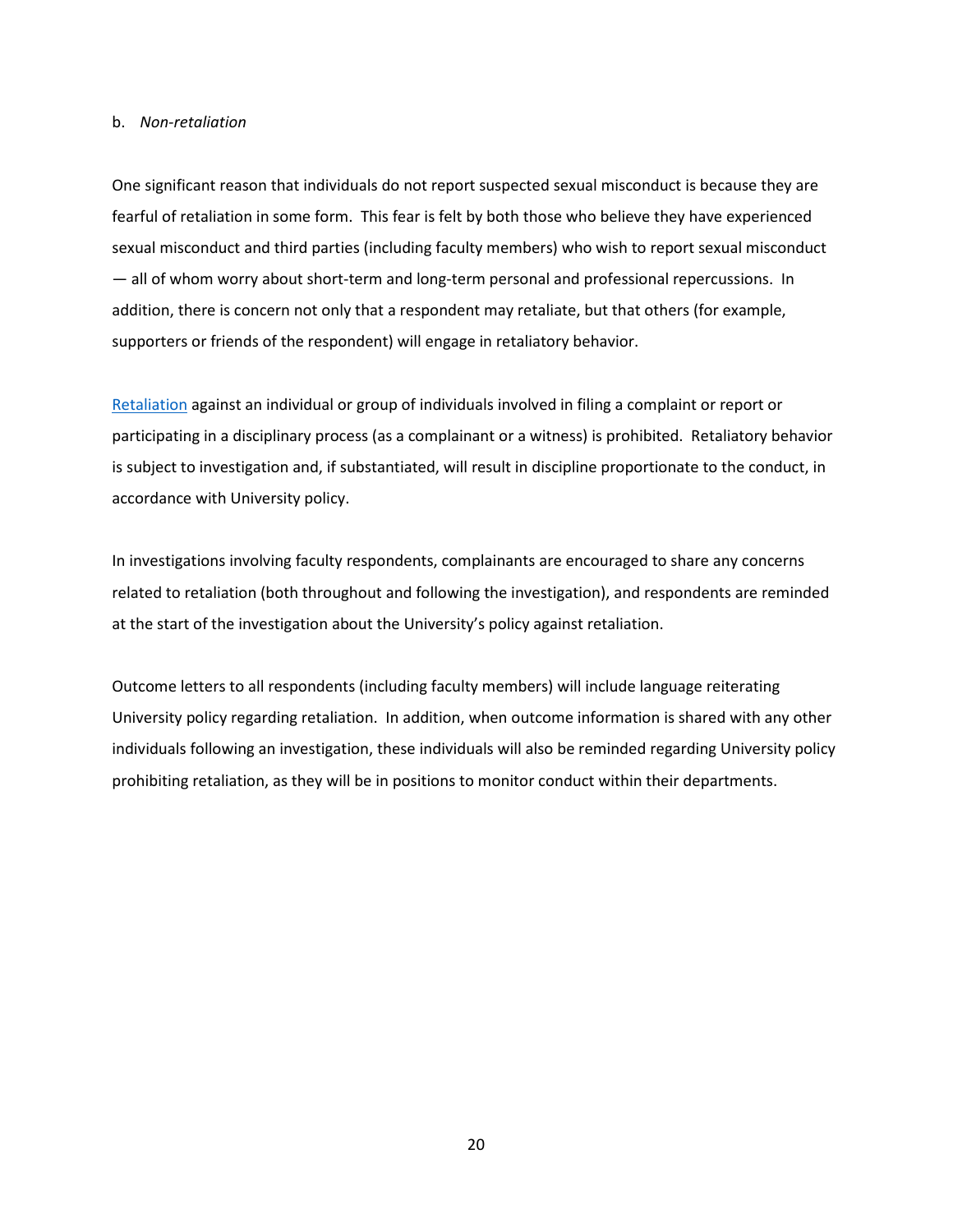b. *Non-retaliation*

One significant reason that individuals do not report suspected sexual misconduct is because they are fearful of retaliation in some form. This fear is felt by both those who believe they have experienced sexual misconduct and third parties (including faculty members) who wish to report sexual misconduct — all of whom worry about short-term and long-term personal and professional repercussions. In addition, there is concern not only that a respondent may retaliate, but that others (for example, supporters or friends of the respondent) will engage in retaliatory behavior.

Retaliation against an individual or group of individuals involved in filing a complaint or report or participating in a disciplinary process (as a complainant or a witness) is prohibited. Retaliatory behavior is subject to investigation and, if substantiated, will result in discipline proportionate to the conduct, in accordance with University policy.

In investigations involving faculty respondents, complainants are encouraged to share any concerns related to retaliation (both throughout and following the investigation), and respondents are reminded at the start of the investigation about the University's policy against retaliation.

Outcome letters to all respondents (including faculty members) will include language reiterating University policy regarding retaliation. In addition, when outcome information is shared with any other individuals following an investigation, these individuals will also be reminded regarding University policy prohibiting retaliation, as they will be in positions to monitor conduct within their departments.